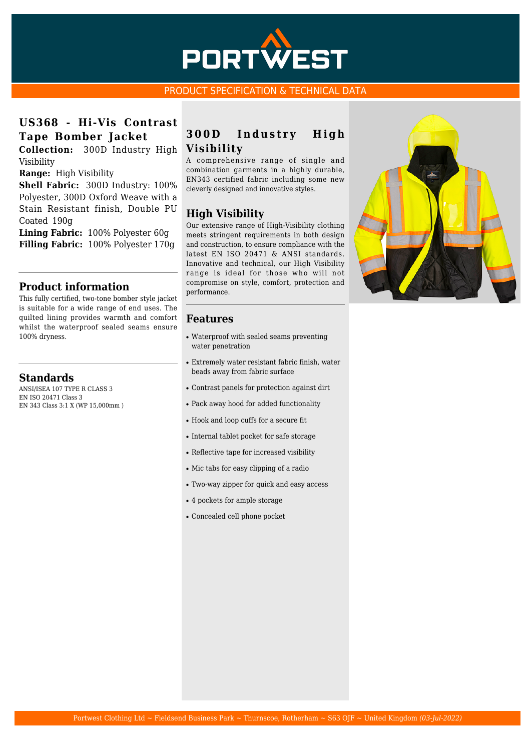PORTWEST

PRODUCT SPECIFICATION & TECHNICAL DATA

# US368 - Hi-Vis Contrast Tape Bomber Jacket

**Collection:** 300D Industry High Visibility

**Range:** High Visibility

**Shell Fabric:** 300D Industry: 100% Polyester, 300D Oxford Weave with a Stain Resistant finish, Double PU Coated 190g

**Lining Fabric:** 100% Polyester 60g

**Filling Fabric:** 100% Polyester 170g

## Product information

This fully certified, two-tone bomber style jacket is suitable for a wide range of end uses. The quilted lining provides warmth and comfort whilst the waterproof sealed seams ensure 100% dryness.

## Standards

ANSI/ISEA 107 TYPE R CLASS 3
EN ISO 20471 Class 3
EN 343 Class 3:1 X (WP 15,000mm )

## 300D Industry High Visibility

A comprehensive range of single and combination garments in a highly durable, EN343 certified fabric including some new cleverly designed and innovative styles.

## High Visibility

Our extensive range of High-Visibility clothing meets stringent requirements in both design and construction, to ensure compliance with the latest EN ISO 20471 & ANSI standards. Innovative and technical, our High Visibility range is ideal for those who will not compromise on style, comfort, protection and performance.

## Features

- Waterproof with sealed seams preventing water penetration
- Extremely water resistant fabric finish, water beads away from fabric surface
- Contrast panels for protection against dirt
- Pack away hood for added functionality
- Hook and loop cuffs for a secure fit
- Internal tablet pocket for safe storage
- Reflective tape for increased visibility
- Mic tabs for easy clipping of a radio
- Two-way zipper for quick and easy access
- 4 pockets for ample storage
- Concealed cell phone pocket

Portwest Clothing Ltd ~ Fieldsend Business Park ~ Thurnscoe, Rotherham ~ S63 0JF ~ United Kingdom *(03-Jul-2022)*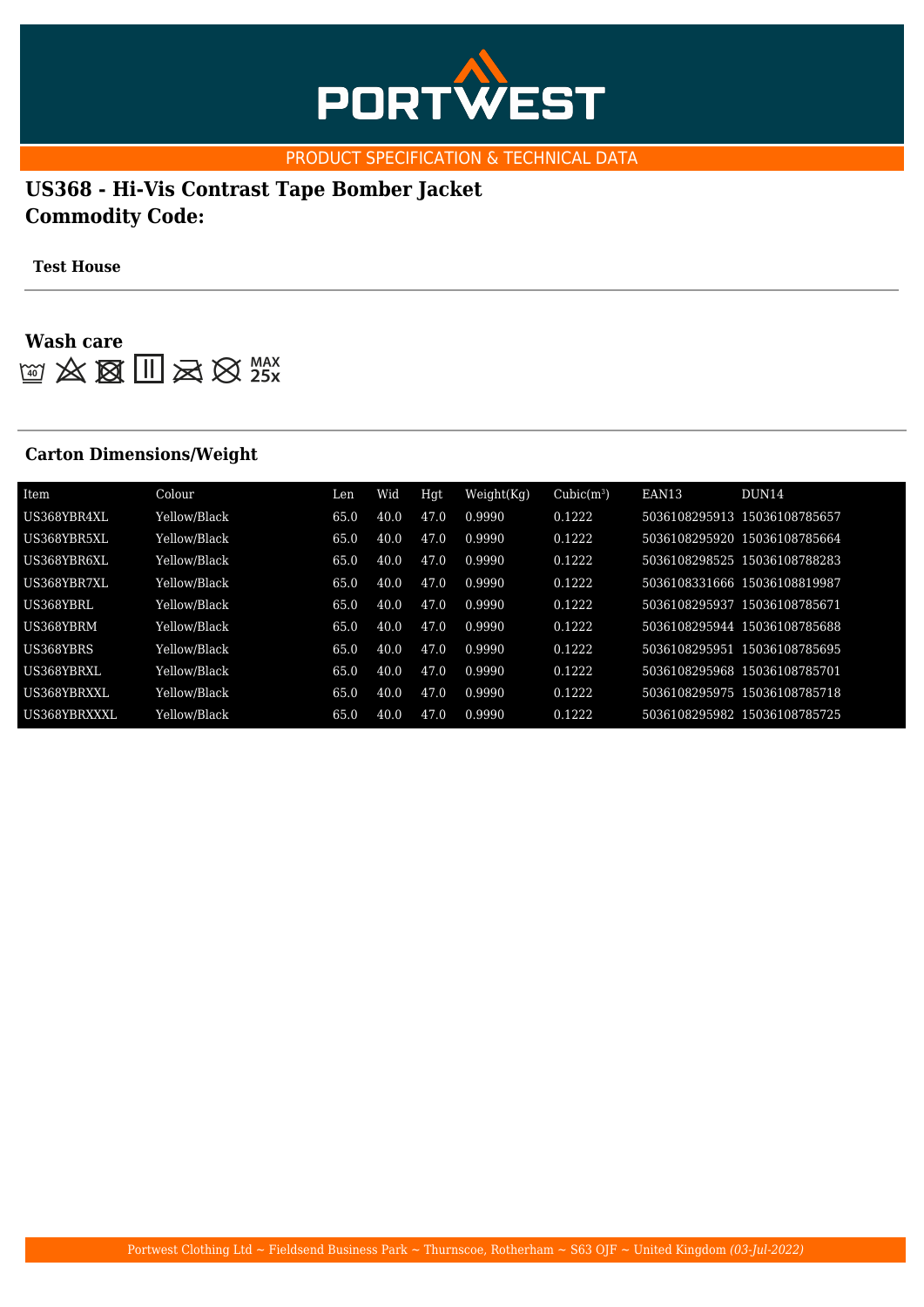PRODUCT SPECIFICATION & TECHNICAL DATA

## US368 - Hi-Vis Contrast Tape Bomber Jacket
## Commodity Code:

**Test House**

### Wash care

MAX 25x

### Carton Dimensions/Weight

| Item | Colour | Len | Wid | Hgt | Weight(Kg) | Cubic($m^3$) | EAN13 | DUN14 |
|---|---|---|---|---|---|---|---|---|
| US368YBR4XL | Yellow/Black | 65.0 | 40.0 | 47.0 | 0.9990 | 0.1222 | 5036108295913 | 15036108785657 |
| US368YBR5XL | Yellow/Black | 65.0 | 40.0 | 47.0 | 0.9990 | 0.1222 | 5036108295920 | 15036108785664 |
| US368YBR6XL | Yellow/Black | 65.0 | 40.0 | 47.0 | 0.9990 | 0.1222 | 5036108298525 | 15036108788283 |
| US368YBR7XL | Yellow/Black | 65.0 | 40.0 | 47.0 | 0.9990 | 0.1222 | 5036108331666 | 15036108819987 |
| US368YBRL | Yellow/Black | 65.0 | 40.0 | 47.0 | 0.9990 | 0.1222 | 5036108295937 | 15036108785671 |
| US368YBRM | Yellow/Black | 65.0 | 40.0 | 47.0 | 0.9990 | 0.1222 | 5036108295944 | 15036108785688 |
| US368YBRS | Yellow/Black | 65.0 | 40.0 | 47.0 | 0.9990 | 0.1222 | 5036108295951 | 15036108785695 |
| US368YBRXL | Yellow/Black | 65.0 | 40.0 | 47.0 | 0.9990 | 0.1222 | 5036108295968 | 15036108785701 |
| US368YBRXXL | Yellow/Black | 65.0 | 40.0 | 47.0 | 0.9990 | 0.1222 | 5036108295975 | 15036108785718 |
| US368YBRXXXL | Yellow/Black | 65.0 | 40.0 | 47.0 | 0.9990 | 0.1222 | 5036108295982 | 15036108785725 |

Portwest Clothing Ltd ~ Fieldsend Business Park ~ Thurnscoe, Rotherham ~ S63 0JF ~ United Kingdom *(03-Jul-2022)*